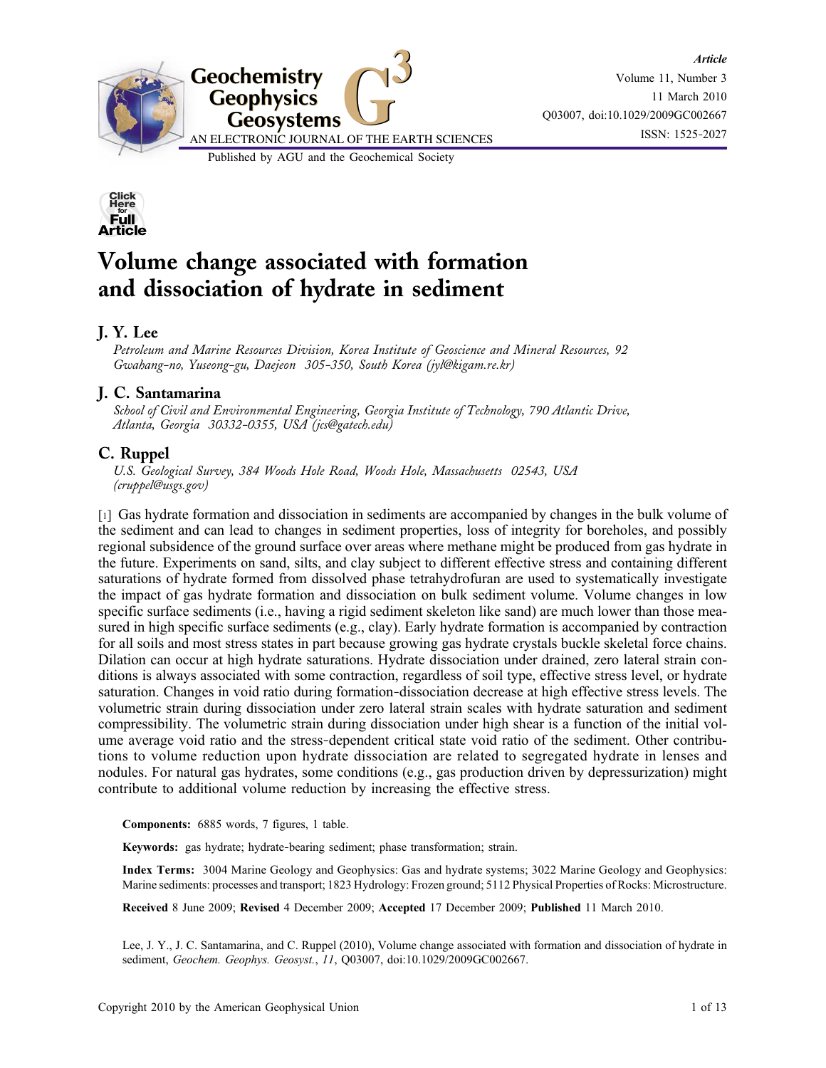Article

# Volume change associated with formation and dissociation of hydrate in sediment

## J. Y. Lee

*Petroleum and Marine Resources Division, Korea Institute of Geoscience and Mineral Resources, 92 Gwahang-no, Yuseong-gu, Daejeon 305-350, South Korea (jyl@kigam.re.kr)*

## J. C. Santamarina

*School of Civil and Environmental Engineering, Georgia Institute of Technology, 790 Atlantic Drive, Atlanta, Georgia 30332-0355, USA (jcs@gatech.edu)*

## C. Ruppel

*U.S. Geological Survey, 384 Woods Hole Road, Woods Hole, Massachusetts 02543, USA (cruppel@usgs.gov)*

[1] Gas hydrate formation and dissociation in sediments are accompanied by changes in the bulk volume of the sediment and can lead to changes in sediment properties, loss of integrity for boreholes, and possibly regional subsidence of the ground surface over areas where methane might be produced from gas hydrate in the future. Experiments on sand, silts, and clay subject to different effective stress and containing different saturations of hydrate formed from dissolved phase tetrahydrofuran are used to systematically investigate the impact of gas hydrate formation and dissociation on bulk sediment volume. Volume changes in low specific surface sediments (i.e., having a rigid sediment skeleton like sand) are much lower than those measured in high specific surface sediments (e.g., clay). Early hydrate formation is accompanied by contraction for all soils and most stress states in part because growing gas hydrate crystals buckle skeletal force chains. Dilation can occur at high hydrate saturations. Hydrate dissociation under drained, zero lateral strain conditions is always associated with some contraction, regardless of soil type, effective stress level, or hydrate saturation. Changes in void ratio during formation-dissociation decrease at high effective stress levels. The volumetric strain during dissociation under zero lateral strain scales with hydrate saturation and sediment compressibility. The volumetric strain during dissociation under high shear is a function of the initial volume average void ratio and the stress-dependent critical state void ratio of the sediment. Other contributions to volume reduction upon hydrate dissociation are related to segregated hydrate in lenses and nodules. For natural gas hydrates, some conditions (e.g., gas production driven by depressurization) might contribute to additional volume reduction by increasing the effective stress.

**Components:** 6885 words, 7 figures, 1 table.

**Keywords:** gas hydrate; hydrate-bearing sediment; phase transformation; strain.

**Index Terms:** 3004 Marine Geology and Geophysics: Gas and hydrate systems; 3022 Marine Geology and Geophysics: Marine sediments: processes and transport; 1823 Hydrology: Frozen ground; 5112 Physical Properties of Rocks: Microstructure.

**Received** 8 June 2009; **Revised** 4 December 2009; **Accepted** 17 December 2009; **Published** 11 March 2010.

Lee, J. Y., J. C. Santamarina, and C. Ruppel (2010), Volume change associated with formation and dissociation of hydrate in sediment, *Geochem. Geophys. Geosyst.*, *11*, Q03007, doi:10.1029/2009GC002667.

Copyright 2010 by the American Geophysical Union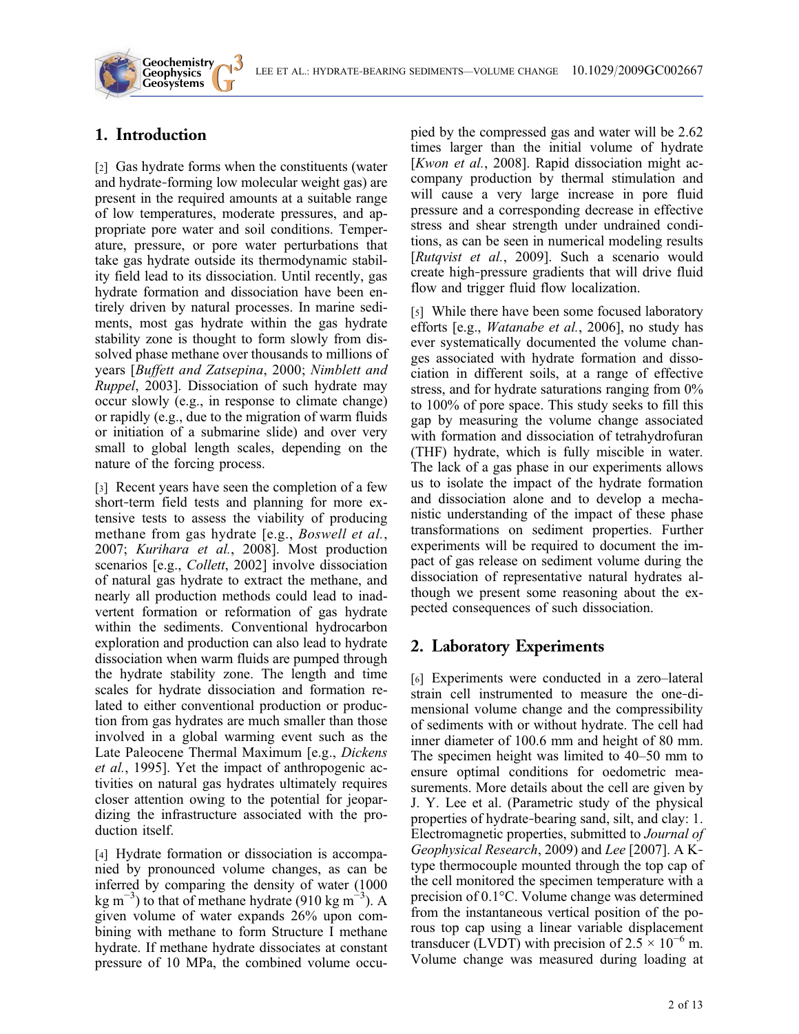## 1. Introduction

[2] Gas hydrate forms when the constituents (water and hydrate-forming low molecular weight gas) are present in the required amounts at a suitable range of low temperatures, moderate pressures, and appropriate pore water and soil conditions. Temperature, pressure, or pore water perturbations that take gas hydrate outside its thermodynamic stability field lead to its dissociation. Until recently, gas hydrate formation and dissociation have been entirely driven by natural processes. In marine sediments, most gas hydrate within the gas hydrate stability zone is thought to form slowly from dissolved phase methane over thousands to millions of years [*Buffett and Zatsepina*, 2000; *Nimblett and Ruppel*, 2003]. Dissociation of such hydrate may occur slowly (e.g., in response to climate change) or rapidly (e.g., due to the migration of warm fluids or initiation of a submarine slide) and over very small to global length scales, depending on the nature of the forcing process.

[3] Recent years have seen the completion of a few short-term field tests and planning for more extensive tests to assess the viability of producing methane from gas hydrate [e.g., *Boswell et al.*, 2007; *Kurihara et al.*, 2008]. Most production scenarios [e.g., *Collett*, 2002] involve dissociation of natural gas hydrate to extract the methane, and nearly all production methods could lead to inadvertent formation or reformation of gas hydrate within the sediments. Conventional hydrocarbon exploration and production can also lead to hydrate dissociation when warm fluids are pumped through the hydrate stability zone. The length and time scales for hydrate dissociation and formation related to either conventional production or production from gas hydrates are much smaller than those involved in a global warming event such as the Late Paleocene Thermal Maximum [e.g., *Dickens et al.*, 1995]. Yet the impact of anthropogenic activities on natural gas hydrates ultimately requires closer attention owing to the potential for jeopardizing the infrastructure associated with the production itself.

[4] Hydrate formation or dissociation is accompanied by pronounced volume changes, as can be inferred by comparing the density of water (1000 kg $m^{-3}$) to that of methane hydrate (910 kg $m^{-3}$). A given volume of water expands 26% upon combining with methane to form Structure I methane hydrate. If methane hydrate dissociates at constant pressure of 10 MPa, the combined volume occupied by the compressed gas and water will be 2.62 times larger than the initial volume of hydrate [*Kwon et al.*, 2008]. Rapid dissociation might accompany production by thermal stimulation and will cause a very large increase in pore fluid pressure and a corresponding decrease in effective stress and shear strength under undrained conditions, as can be seen in numerical modeling results [*Rutqvist et al.*, 2009]. Such a scenario would create high-pressure gradients that will drive fluid flow and trigger fluid flow localization.

[5] While there have been some focused laboratory efforts [e.g., *Watanabe et al.*, 2006], no study has ever systematically documented the volume changes associated with hydrate formation and dissociation in different soils, at a range of effective stress, and for hydrate saturations ranging from 0% to 100% of pore space. This study seeks to fill this gap by measuring the volume change associated with formation and dissociation of tetrahydrofuran (THF) hydrate, which is fully miscible in water. The lack of a gas phase in our experiments allows us to isolate the impact of the hydrate formation and dissociation alone and to develop a mechanistic understanding of the impact of these phase transformations on sediment properties. Further experiments will be required to document the impact of gas release on sediment volume during the dissociation of representative natural hydrates although we present some reasoning about the expected consequences of such dissociation.

## 2. Laboratory Experiments

[6] Experiments were conducted in a zero–lateral strain cell instrumented to measure the one-dimensional volume change and the compressibility of sediments with or without hydrate. The cell had inner diameter of 100.6 mm and height of 80 mm. The specimen height was limited to 40–50 mm to ensure optimal conditions for oedometric measurements. More details about the cell are given by J. Y. Lee et al. (Parametric study of the physical properties of hydrate-bearing sand, silt, and clay: 1. Electromagnetic properties, submitted to *Journal of Geophysical Research*, 2009) and *Lee* [2007]. A K-type thermocouple mounted through the top cap of the cell monitored the specimen temperature with a precision of 0.1°C. Volume change was determined from the instantaneous vertical position of the porous top cap using a linear variable displacement transducer (LVDT) with precision of $2.5 \times 10^{-6}$ m. Volume change was measured during loading at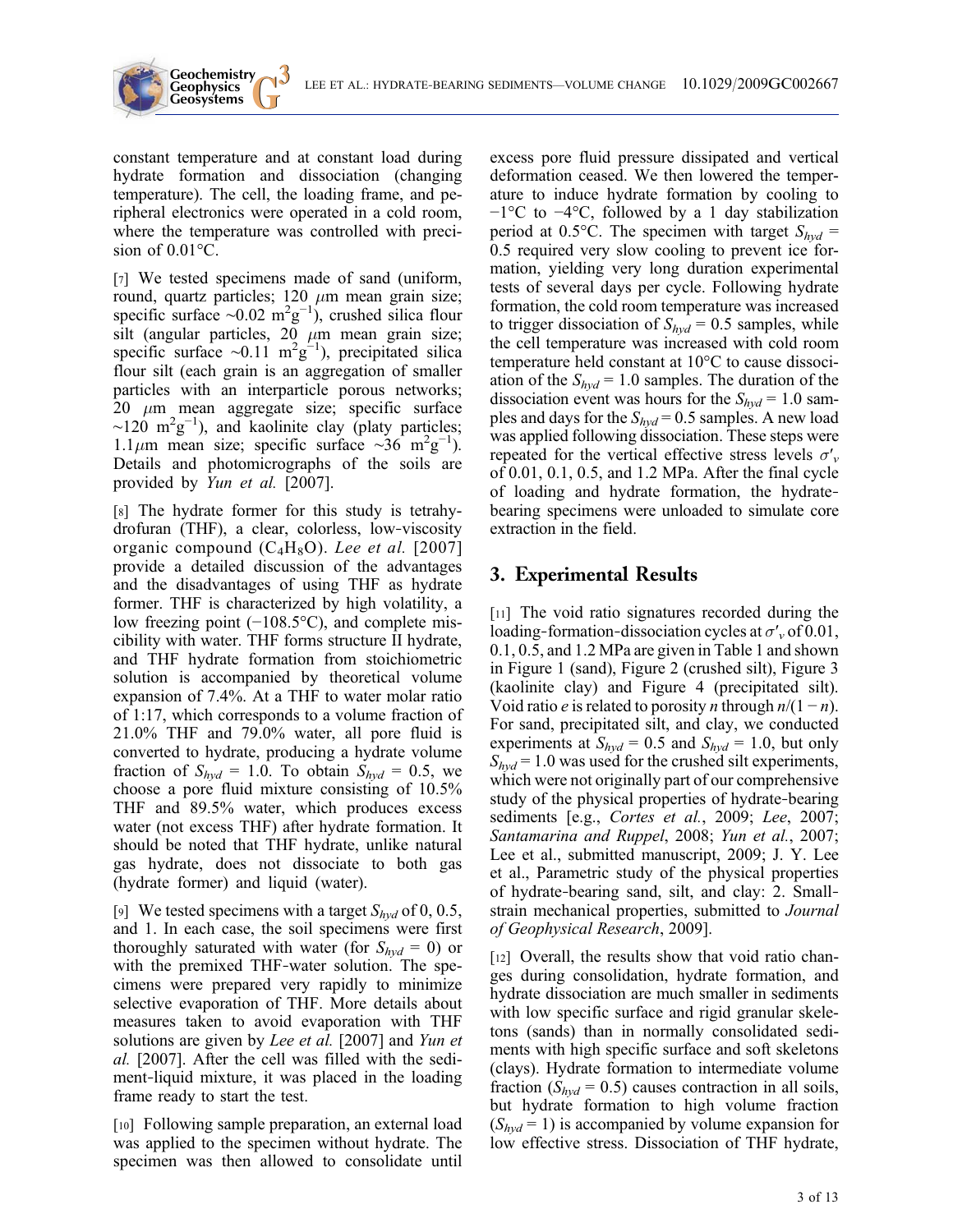constant temperature and at constant load during hydrate formation and dissociation (changing temperature). The cell, the loading frame, and peripheral electronics were operated in a cold room, where the temperature was controlled with precision of 0.01°C.

[7] We tested specimens made of sand (uniform, round, quartz particles; 120 $\mu$m mean grain size; specific surface ~0.02 $m^2g^{-1}$), crushed silica flour silt (angular particles, 20 $\mu$m mean grain size; specific surface ~0.11 $m^2g^{-1}$), precipitated silica flour silt (each grain is an aggregation of smaller particles with an interparticle porous networks; 20 $\mu$m mean aggregate size; specific surface ~120 $m^2g^{-1}$), and kaolinite clay (platy particles; 1.1$\mu$m mean size; specific surface ~36 $m^2g^{-1}$). Details and photomicrographs of the soils are provided by *Yun et al.* [2007].

[8] The hydrate former for this study is tetrahydrofuran (THF), a clear, colorless, low-viscosity organic compound ($C_4H_8O$). *Lee et al.* [2007] provide a detailed discussion of the advantages and the disadvantages of using THF as hydrate former. THF is characterized by high volatility, a low freezing point (−108.5°C), and complete miscibility with water. THF forms structure II hydrate, and THF hydrate formation from stoichiometric solution is accompanied by theoretical volume expansion of 7.4%. At a THF to water molar ratio of 1:17, which corresponds to a volume fraction of 21.0% THF and 79.0% water, all pore fluid is converted to hydrate, producing a hydrate volume fraction of $S_{hyd}$ = 1.0. To obtain $S_{hyd}$ = 0.5, we choose a pore fluid mixture consisting of 10.5% THF and 89.5% water, which produces excess water (not excess THF) after hydrate formation. It should be noted that THF hydrate, unlike natural gas hydrate, does not dissociate to both gas (hydrate former) and liquid (water).

[9] We tested specimens with a target $S_{hyd}$ of 0, 0.5, and 1. In each case, the soil specimens were first thoroughly saturated with water (for $S_{hyd}$ = 0) or with the premixed THF-water solution. The specimens were prepared very rapidly to minimize selective evaporation of THF. More details about measures taken to avoid evaporation with THF solutions are given by *Lee et al.* [2007] and *Yun et al.* [2007]. After the cell was filled with the sediment-liquid mixture, it was placed in the loading frame ready to start the test.

[10] Following sample preparation, an external load was applied to the specimen without hydrate. The specimen was then allowed to consolidate until excess pore fluid pressure dissipated and vertical deformation ceased. We then lowered the temperature to induce hydrate formation by cooling to −1°C to −4°C, followed by a 1 day stabilization period at 0.5°C. The specimen with target $S_{hyd}$ = 0.5 required very slow cooling to prevent ice formation, yielding very long duration experimental tests of several days per cycle. Following hydrate formation, the cold room temperature was increased to trigger dissociation of $S_{hyd}$ = 0.5 samples, while the cell temperature was increased with cold room temperature held constant at 10°C to cause dissociation of the $S_{hyd}$ = 1.0 samples. The duration of the dissociation event was hours for the $S_{hyd}$ = 1.0 samples and days for the $S_{hyd}$ = 0.5 samples. A new load was applied following dissociation. These steps were repeated for the vertical effective stress levels $\sigma'_v$ of 0.01, 0.1, 0.5, and 1.2 MPa. After the final cycle of loading and hydrate formation, the hydrate-bearing specimens were unloaded to simulate core extraction in the field.

## 3. Experimental Results

[11] The void ratio signatures recorded during the loading-formation-dissociation cycles at $\sigma'_v$ of 0.01, 0.1, 0.5, and 1.2 MPa are given in Table 1 and shown in Figure 1 (sand), Figure 2 (crushed silt), Figure 3 (kaolinite clay) and Figure 4 (precipitated silt). Void ratio $e$ is related to porosity $n$ through $n/(1 - n)$. For sand, precipitated silt, and clay, we conducted experiments at $S_{hyd}$ = 0.5 and $S_{hyd}$ = 1.0, but only $S_{hyd}$ = 1.0 was used for the crushed silt experiments, which were not originally part of our comprehensive study of the physical properties of hydrate-bearing sediments [e.g., *Cortes et al.*, 2009; *Lee*, 2007; *Santamarina and Ruppel*, 2008; *Yun et al.*, 2007; Lee et al., submitted manuscript, 2009; J. Y. Lee et al., Parametric study of the physical properties of hydrate-bearing sand, silt, and clay: 2. Small-strain mechanical properties, submitted to *Journal of Geophysical Research*, 2009].

[12] Overall, the results show that void ratio changes during consolidation, hydrate formation, and hydrate dissociation are much smaller in sediments with low specific surface and rigid granular skeletons (sands) than in normally consolidated sediments with high specific surface and soft skeletons (clays). Hydrate formation to intermediate volume fraction ($S_{hyd}$ = 0.5) causes contraction in all soils, but hydrate formation to high volume fraction ($S_{hyd}$ = 1) is accompanied by volume expansion for low effective stress. Dissociation of THF hydrate,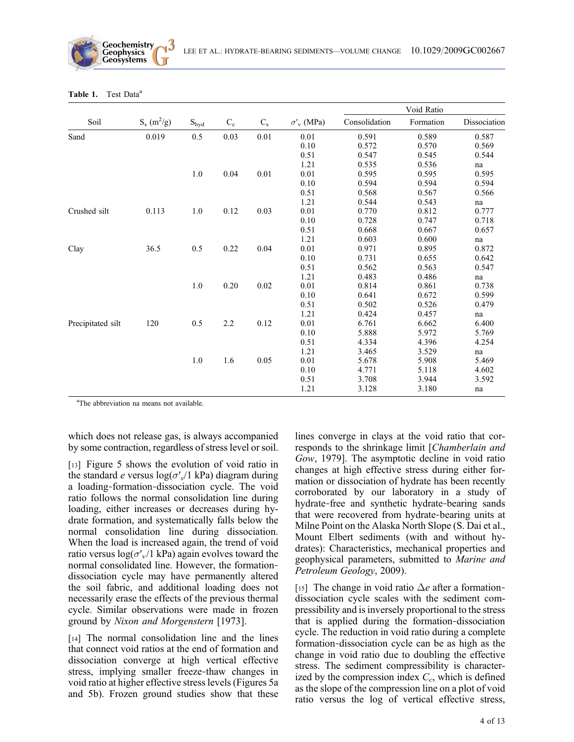**Table 1.** Test Data[a]

| Soil | $S_s$ ($m^2$/g) | $S_{hyd}$ | $C_c$ | $C_s$ | $\sigma'_v$ (MPa) | Void Ratio | | |
|---|---|---|---|---|---|---|---|---|
| | | | | | | Consolidation | Formation | Dissociation |
| Sand | 0.019 | 0.5 | 0.03 | 0.01 | 0.01 | 0.591 | 0.589 | 0.587 |
| | | | | | 0.10 | 0.572 | 0.570 | 0.569 |
| | | | | | 0.51 | 0.547 | 0.545 | 0.544 |
| | | | | | 1.21 | 0.535 | 0.536 | na |
| | | 1.0 | 0.04 | 0.01 | 0.01 | 0.595 | 0.595 | 0.595 |
| | | | | | 0.10 | 0.594 | 0.594 | 0.594 |
| | | | | | 0.51 | 0.568 | 0.567 | 0.566 |
| | | | | | 1.21 | 0.544 | 0.543 | na |
| Crushed silt | 0.113 | 1.0 | 0.12 | 0.03 | 0.01 | 0.770 | 0.812 | 0.777 |
| | | | | | 0.10 | 0.728 | 0.747 | 0.718 |
| | | | | | 0.51 | 0.668 | 0.667 | 0.657 |
| | | | | | 1.21 | 0.603 | 0.600 | na |
| Clay | 36.5 | 0.5 | 0.22 | 0.04 | 0.01 | 0.971 | 0.895 | 0.872 |
| | | | | | 0.10 | 0.731 | 0.655 | 0.642 |
| | | | | | 0.51 | 0.562 | 0.563 | 0.547 |
| | | | | | 1.21 | 0.483 | 0.486 | na |
| | | 1.0 | 0.20 | 0.02 | 0.01 | 0.814 | 0.861 | 0.738 |
| | | | | | 0.10 | 0.641 | 0.672 | 0.599 |
| | | | | | 0.51 | 0.502 | 0.526 | 0.479 |
| | | | | | 1.21 | 0.424 | 0.457 | na |
| Precipitated silt | 120 | 0.5 | 2.2 | 0.12 | 0.01 | 6.761 | 6.662 | 6.400 |
| | | | | | 0.10 | 5.888 | 5.972 | 5.769 |
| | | | | | 0.51 | 4.334 | 4.396 | 4.254 |
| | | | | | 1.21 | 3.465 | 3.529 | na |
| | | 1.0 | 1.6 | 0.05 | 0.01 | 5.678 | 5.908 | 5.469 |
| | | | | | 0.10 | 4.771 | 5.118 | 4.602 |
| | | | | | 0.51 | 3.708 | 3.944 | 3.592 |
| | | | | | 1.21 | 3.128 | 3.180 | na |

[a]The abbreviation na means not available.

which does not release gas, is always accompanied by some contraction, regardless of stress level or soil.

[13] Figure 5 shows the evolution of void ratio in the standard $e$ versus $\log(\sigma'_v/1\text{ kPa})$ diagram during a loading-formation-dissociation cycle. The void ratio follows the normal consolidation line during loading, either increases or decreases during hydrate formation, and systematically falls below the normal consolidation line during dissociation. When the load is increased again, the trend of void ratio versus $\log(\sigma'_v/1\text{ kPa})$ again evolves toward the normal consolidated line. However, the formation-dissociation cycle may have permanently altered the soil fabric, and additional loading does not necessarily erase the effects of the previous thermal cycle. Similar observations were made in frozen ground by *Nixon and Morgenstern* [1973].

[14] The normal consolidation line and the lines that connect void ratios at the end of formation and dissociation converge at high vertical effective stress, implying smaller freeze-thaw changes in void ratio at higher effective stress levels (Figures 5a and 5b). Frozen ground studies show that these lines converge in clays at the void ratio that corresponds to the shrinkage limit [*Chamberlain and Gow*, 1979]. The asymptotic decline in void ratio changes at high effective stress during either formation or dissociation of hydrate has been recently corroborated by our laboratory in a study of hydrate-free and synthetic hydrate-bearing sands that were recovered from hydrate-bearing units at Milne Point on the Alaska North Slope (S. Dai et al., Mount Elbert sediments (with and without hydrates): Characteristics, mechanical properties and geophysical parameters, submitted to *Marine and Petroleum Geology*, 2009).

[15] The change in void ratio $\Delta e$ after a formation-dissociation cycle scales with the sediment compressibility and is inversely proportional to the stress that is applied during the formation-dissociation cycle. The reduction in void ratio during a complete formation-dissociation cycle can be as high as the change in void ratio due to doubling the effective stress. The sediment compressibility is characterized by the compression index $C_c$, which is defined as the slope of the compression line on a plot of void ratio versus the log of vertical effective stress,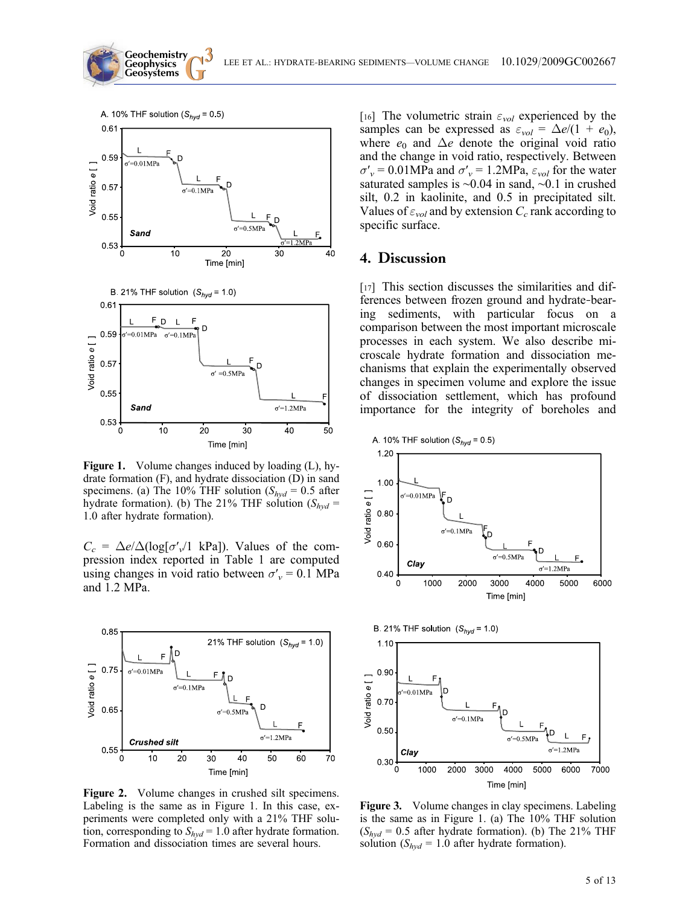A. 10% THF solution ($S_{hyd}$ = 0.5)

0.61
0.59
0.57
0.55
0.53
Void ratio e [ ]
0 10 20 30 40
Time [min]
L F D
σ'=0.01MPa
L F D
σ'=0.1MPa
L F D
σ'=0.5MPa
L F
σ'=1.2MPa
Sand

B. 21% THF solution ($S_{hyd}$ = 1.0)

0.61
0.59
0.57
0.55
0.53
Void ratio e [ ]
0 10 20 30 40 50
Time [min]
L F D L F D
σ'=0.01MPa σ'=0.1MPa
L F D
σ' =0.5MPa
L F
σ'=1.2MPa
Sand

**Figure 1.** Volume changes induced by loading (L), hydrate formation (F), and hydrate dissociation (D) in sand specimens. (a) The 10% THF solution ($S_{hyd}$ = 0.5 after hydrate formation). (b) The 21% THF solution ($S_{hyd}$ = 1.0 after hydrate formation).

$C_c = \Delta e/\Delta(\log[\sigma'_v/1\ \text{kPa}])$. Values of the compression index reported in Table 1 are computed using changes in void ratio between $\sigma'_v$ = 0.1 MPa and 1.2 MPa.

0.85
0.75
0.65
0.55
Void ratio e [ ]
0 10 20 30 40 50 60 70
Time [min]
21% THF solution ($S_{hyd}$ = 1.0)
L F D
σ'=0.01MPa
L F D
σ'=0.1MPa
L F D
σ'=0.5MPa
L F
σ'=1.2MPa
Crushed silt

**Figure 2.** Volume changes in crushed silt specimens. Labeling is the same as in Figure 1. In this case, experiments were completed only with a 21% THF solution, corresponding to $S_{hyd}$ = 1.0 after hydrate formation. Formation and dissociation times are several hours.

[16] The volumetric strain $\varepsilon_{vol}$ experienced by the samples can be expressed as $\varepsilon_{vol} = \Delta e/(1 + e_0)$, where $e_0$ and $\Delta e$ denote the original void ratio and the change in void ratio, respectively. Between $\sigma'_v$ = 0.01MPa and $\sigma'_v$ = 1.2MPa, $\varepsilon_{vol}$ for the water saturated samples is ~0.04 in sand, ~0.1 in crushed silt, 0.2 in kaolinite, and 0.5 in precipitated silt. Values of $\varepsilon_{vol}$ and by extension $C_c$ rank according to specific surface.

## 4. Discussion

[17] This section discusses the similarities and differences between frozen ground and hydrate-bearing sediments, with particular focus on a comparison between the most important microscale processes in each system. We also describe microscale hydrate formation and dissociation mechanisms that explain the experimentally observed changes in specimen volume and explore the issue of dissociation settlement, which has profound importance for the integrity of boreholes and

A. 10% THF solution ($S_{hyd}$ = 0.5)

1.20
1.00
0.80
0.60
0.40
Void ratio e [ ]
0 1000 2000 3000 4000 5000 6000
Time [min]
L F D
σ'=0.01MPa
L F D
σ'=0.1MPa
L F D
σ'=0.5MPa
L F
σ'=1.2MPa
Clay

B. 21% THF solution ($S_{hyd}$ = 1.0)

1.10
0.90
0.70
0.50
0.30
Void ratio e [ ]
0 1000 2000 3000 4000 5000 6000 7000
Time [min]
L F D
σ'=0.01MPa
L F D
σ'=0.1MPa
L F D
σ'=0.5MPa
L F
σ'=1.2MPa
Clay

**Figure 3.** Volume changes in clay specimens. Labeling is the same as in Figure 1. (a) The 10% THF solution ($S_{hyd}$ = 0.5 after hydrate formation). (b) The 21% THF solution ($S_{hyd}$ = 1.0 after hydrate formation).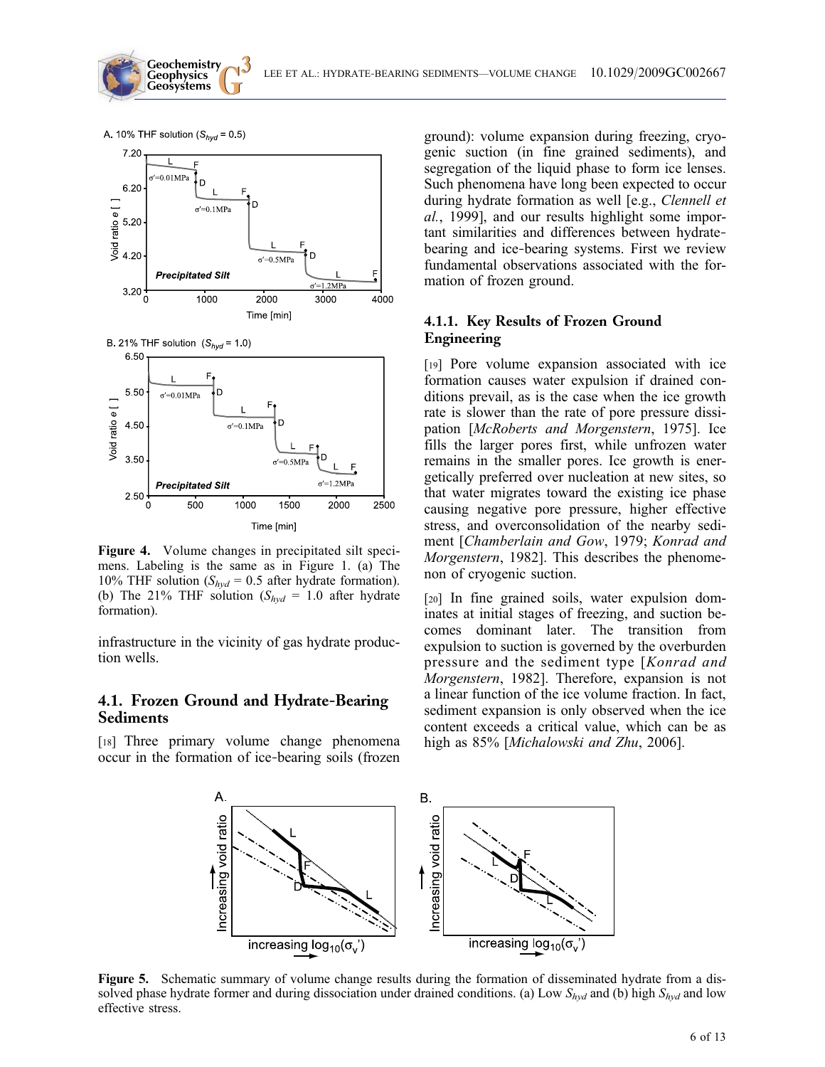A. 10% THF solution ($S_{hyd}$ = 0.5)

7.20
6.20
5.20
4.20
3.20
0
1000
2000
3000
4000
Void ratio e [ ]
Time [min]
L
F
D
σ'=0.01MPa
σ'=0.1MPa
σ'=0.5MPa
σ'=1.2MPa
Precipitated Silt

B. 21% THF solution ($S_{hyd}$ = 1.0)

6.50
5.50
4.50
3.50
2.50
0
500
1000
1500
2000
2500
Void ratio e [ ]
Time [min]
L
F
D
σ'=0.01MPa
σ'=0.1MPa
σ'=0.5MPa
σ'=1.2MPa
Precipitated Silt

**Figure 4.** Volume changes in precipitated silt specimens. Labeling is the same as in Figure 1. (a) The 10% THF solution ($S_{hyd}$ = 0.5 after hydrate formation). (b) The 21% THF solution ($S_{hyd}$ = 1.0 after hydrate formation).

infrastructure in the vicinity of gas hydrate production wells.

## 4.1. Frozen Ground and Hydrate-Bearing Sediments

[18] Three primary volume change phenomena occur in the formation of ice-bearing soils (frozen ground): volume expansion during freezing, cryogenic suction (in fine grained sediments), and segregation of the liquid phase to form ice lenses. Such phenomena have long been expected to occur during hydrate formation as well [e.g., *Clennell et al.*, 1999], and our results highlight some important similarities and differences between hydrate-bearing and ice-bearing systems. First we review fundamental observations associated with the formation of frozen ground.

### 4.1.1. Key Results of Frozen Ground Engineering

[19] Pore volume expansion associated with ice formation causes water expulsion if drained conditions prevail, as is the case when the ice growth rate is slower than the rate of pore pressure dissipation [*McRoberts and Morgenstern*, 1975]. Ice fills the larger pores first, while unfrozen water remains in the smaller pores. Ice growth is energetically preferred over nucleation at new sites, so that water migrates toward the existing ice phase causing negative pore pressure, higher effective stress, and overconsolidation of the nearby sediment [*Chamberlain and Gow*, 1979; *Konrad and Morgenstern*, 1982]. This describes the phenomenon of cryogenic suction.

[20] In fine grained soils, water expulsion dominates at initial stages of freezing, and suction becomes dominant later. The transition from expulsion to suction is governed by the overburden pressure and the sediment type [*Konrad and Morgenstern*, 1982]. Therefore, expansion is not a linear function of the ice volume fraction. In fact, sediment expansion is only observed when the ice content exceeds a critical value, which can be as high as 85% [*Michalowski and Zhu*, 2006].

A.
Increasing void ratio
increasing $\log_{10}(\sigma_v')$
L
F
D
L

B.
Increasing void ratio
increasing $\log_{10}(\sigma_v')$
L
F
D
L

**Figure 5.** Schematic summary of volume change results during the formation of disseminated hydrate from a dissolved phase hydrate former and during dissociation under drained conditions. (a) Low $S_{hyd}$ and (b) high $S_{hyd}$ and low effective stress.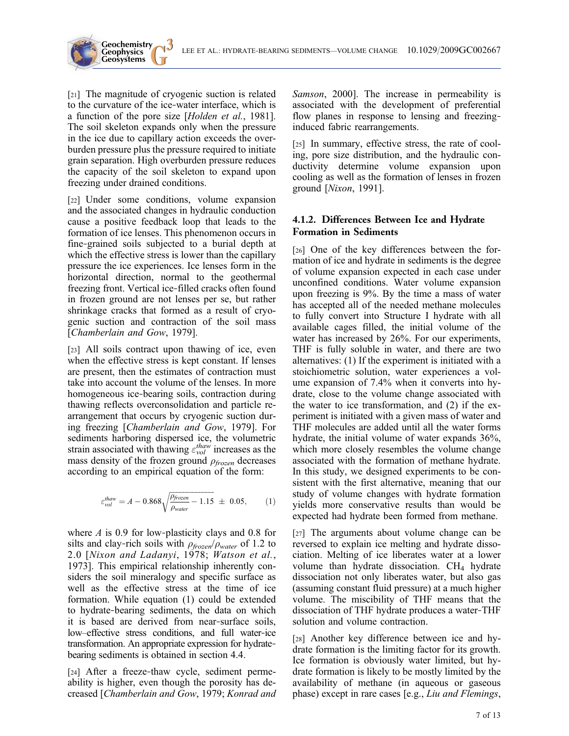[21] The magnitude of cryogenic suction is related to the curvature of the ice-water interface, which is a function of the pore size [*Holden et al.*, 1981]. The soil skeleton expands only when the pressure in the ice due to capillary action exceeds the overburden pressure plus the pressure required to initiate grain separation. High overburden pressure reduces the capacity of the soil skeleton to expand upon freezing under drained conditions.

[22] Under some conditions, volume expansion and the associated changes in hydraulic conduction cause a positive feedback loop that leads to the formation of ice lenses. This phenomenon occurs in fine-grained soils subjected to a burial depth at which the effective stress is lower than the capillary pressure the ice experiences. Ice lenses form in the horizontal direction, normal to the geothermal freezing front. Vertical ice-filled cracks often found in frozen ground are not lenses per se, but rather shrinkage cracks that formed as a result of cryogenic suction and contraction of the soil mass [*Chamberlain and Gow*, 1979].

[23] All soils contract upon thawing of ice, even when the effective stress is kept constant. If lenses are present, then the estimates of contraction must take into account the volume of the lenses. In more homogeneous ice-bearing soils, contraction during thawing reflects overconsolidation and particle rearrangement that occurs by cryogenic suction during freezing [*Chamberlain and Gow*, 1979]. For sediments harboring dispersed ice, the volumetric strain associated with thawing $\varepsilon_{vol}^{thaw}$ increases as the mass density of the frozen ground $\rho_{frozen}$ decreases according to an empirical equation of the form:

$$\varepsilon_{vol}^{thaw} = A - 0.868\sqrt{\frac{\rho_{frozen}}{\rho_{water}} - 1.15} \pm 0.05, \qquad (1)$$

where $A$ is 0.9 for low-plasticity clays and 0.8 for silts and clay-rich soils with $\rho_{frozen}/\rho_{water}$ of 1.2 to 2.0 [*Nixon and Ladanyi*, 1978; *Watson et al.*, 1973]. This empirical relationship inherently considers the soil mineralogy and specific surface as well as the effective stress at the time of ice formation. While equation (1) could be extended to hydrate-bearing sediments, the data on which it is based are derived from near-surface soils, low–effective stress conditions, and full water-ice transformation. An appropriate expression for hydrate-bearing sediments is obtained in section 4.4.

[24] After a freeze-thaw cycle, sediment permeability is higher, even though the porosity has decreased [*Chamberlain and Gow*, 1979; *Konrad and Samson*, 2000]. The increase in permeability is associated with the development of preferential flow planes in response to lensing and freezing-induced fabric rearrangements.

[25] In summary, effective stress, the rate of cooling, pore size distribution, and the hydraulic conductivity determine volume expansion upon cooling as well as the formation of lenses in frozen ground [*Nixon*, 1991].

#### 4.1.2. Differences Between Ice and Hydrate Formation in Sediments

[26] One of the key differences between the formation of ice and hydrate in sediments is the degree of volume expansion expected in each case under unconfined conditions. Water volume expansion upon freezing is 9%. By the time a mass of water has accepted all of the needed methane molecules to fully convert into Structure I hydrate with all available cages filled, the initial volume of the water has increased by 26%. For our experiments, THF is fully soluble in water, and there are two alternatives: (1) If the experiment is initiated with a stoichiometric solution, water experiences a volume expansion of 7.4% when it converts into hydrate, close to the volume change associated with the water to ice transformation, and (2) if the experiment is initiated with a given mass of water and THF molecules are added until all the water forms hydrate, the initial volume of water expands 36%, which more closely resembles the volume change associated with the formation of methane hydrate. In this study, we designed experiments to be consistent with the first alternative, meaning that our study of volume changes with hydrate formation yields more conservative results than would be expected had hydrate been formed from methane.

[27] The arguments about volume change can be reversed to explain ice melting and hydrate dissociation. Melting of ice liberates water at a lower volume than hydrate dissociation. $CH_4$ hydrate dissociation not only liberates water, but also gas (assuming constant fluid pressure) at a much higher volume. The miscibility of THF means that the dissociation of THF hydrate produces a water-THF solution and volume contraction.

[28] Another key difference between ice and hydrate formation is the limiting factor for its growth. Ice formation is obviously water limited, but hydrate formation is likely to be mostly limited by the availability of methane (in aqueous or gaseous phase) except in rare cases [e.g., *Liu and Flemings*,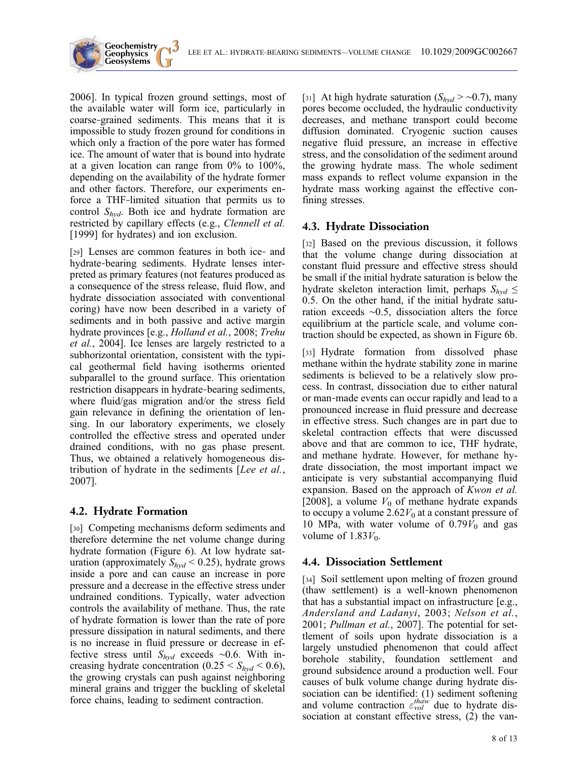2006]. In typical frozen ground settings, most of the available water will form ice, particularly in coarse-grained sediments. This means that it is impossible to study frozen ground for conditions in which only a fraction of the pore water has formed ice. The amount of water that is bound into hydrate at a given location can range from 0% to 100%, depending on the availability of the hydrate former and other factors. Therefore, our experiments enforce a THF-limited situation that permits us to control $S_{hyd}$. Both ice and hydrate formation are restricted by capillary effects (e.g., *Clennell et al.* [1999] for hydrates) and ion exclusion.

[29] Lenses are common features in both ice- and hydrate-bearing sediments. Hydrate lenses interpreted as primary features (not features produced as a consequence of the stress release, fluid flow, and hydrate dissociation associated with conventional coring) have now been described in a variety of sediments and in both passive and active margin hydrate provinces [e.g., *Holland et al.*, 2008; *Trehu et al.*, 2004]. Ice lenses are largely restricted to a subhorizontal orientation, consistent with the typical geothermal field having isotherms oriented subparallel to the ground surface. This orientation restriction disappears in hydrate-bearing sediments, where fluid/gas migration and/or the stress field gain relevance in defining the orientation of lensing. In our laboratory experiments, we closely controlled the effective stress and operated under drained conditions, with no gas phase present. Thus, we obtained a relatively homogeneous distribution of hydrate in the sediments [*Lee et al.*, 2007].

## 4.2. Hydrate Formation

[30] Competing mechanisms deform sediments and therefore determine the net volume change during hydrate formation (Figure 6). At low hydrate saturation (approximately $S_{hyd} < 0.25$), hydrate grows inside a pore and can cause an increase in pore pressure and a decrease in the effective stress under undrained conditions. Typically, water advection controls the availability of methane. Thus, the rate of hydrate formation is lower than the rate of pore pressure dissipation in natural sediments, and there is no increase in fluid pressure or decrease in effective stress until $S_{hyd}$ exceeds ~0.6. With increasing hydrate concentration ($0.25 < S_{hyd} < 0.6$), the growing crystals can push against neighboring mineral grains and trigger the buckling of skeletal force chains, leading to sediment contraction.

[31] At high hydrate saturation ($S_{hyd} >$ ~0.7), many pores become occluded, the hydraulic conductivity decreases, and methane transport could become diffusion dominated. Cryogenic suction causes negative fluid pressure, an increase in effective stress, and the consolidation of the sediment around the growing hydrate mass. The whole sediment mass expands to reflect volume expansion in the hydrate mass working against the effective confining stresses.

## 4.3. Hydrate Dissociation

[32] Based on the previous discussion, it follows that the volume change during dissociation at constant fluid pressure and effective stress should be small if the initial hydrate saturation is below the hydrate skeleton interaction limit, perhaps $S_{hyd} \leq 0.5$. On the other hand, if the initial hydrate saturation exceeds ~0.5, dissociation alters the force equilibrium at the particle scale, and volume contraction should be expected, as shown in Figure 6b.

[33] Hydrate formation from dissolved phase methane within the hydrate stability zone in marine sediments is believed to be a relatively slow process. In contrast, dissociation due to either natural or man-made events can occur rapidly and lead to a pronounced increase in fluid pressure and decrease in effective stress. Such changes are in part due to skeletal contraction effects that were discussed above and that are common to ice, THF hydrate, and methane hydrate. However, for methane hydrate dissociation, the most important impact we anticipate is very substantial accompanying fluid expansion. Based on the approach of *Kwon et al.* [2008], a volume $V_0$ of methane hydrate expands to occupy a volume $2.62V_0$ at a constant pressure of 10 MPa, with water volume of $0.79V_0$ and gas volume of $1.83V_0$.

## 4.4. Dissociation Settlement

[34] Soil settlement upon melting of frozen ground (thaw settlement) is a well-known phenomenon that has a substantial impact on infrastructure [e.g., *Andersland and Ladanyi*, 2003; *Nelson et al.*, 2001; *Pullman et al.*, 2007]. The potential for settlement of soils upon hydrate dissociation is a largely unstudied phenomenon that could affect borehole stability, foundation settlement and ground subsidence around a production well. Four causes of bulk volume change during hydrate dissociation can be identified: (1) sediment softening and volume contraction $\varepsilon_{vol}^{thaw}$ due to hydrate dissociation at constant effective stress, (2) the van-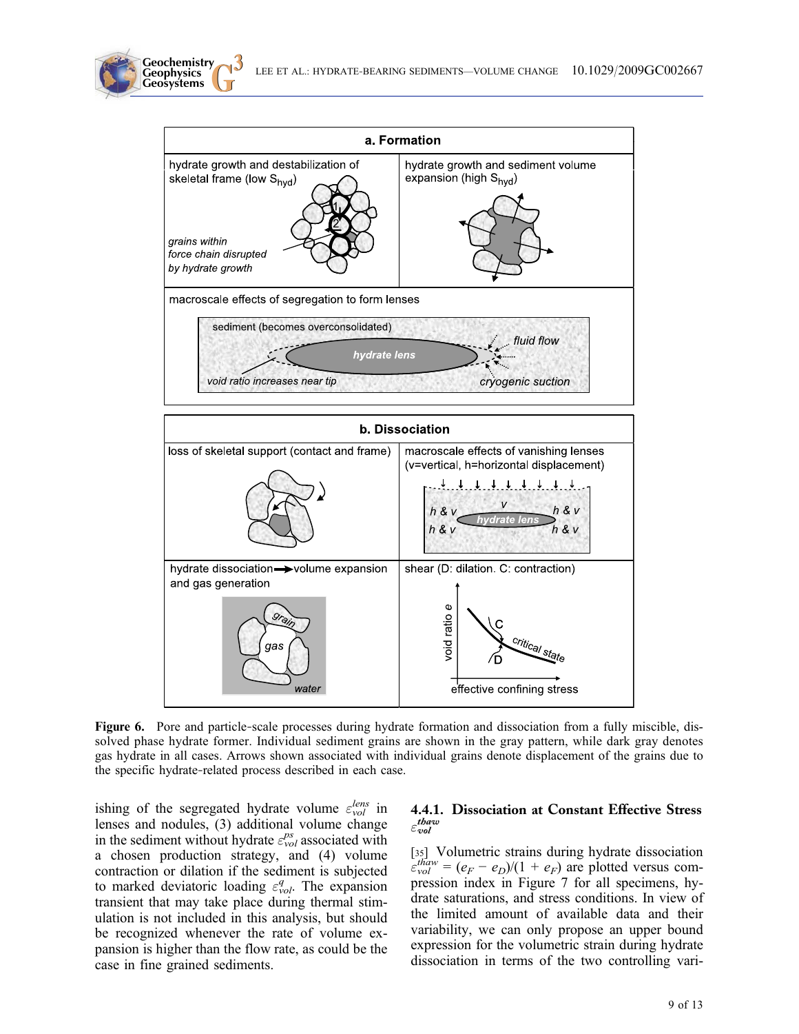a. Formation

hydrate growth and destabilization of skeletal frame (low $S_{hyd}$)

grains within force chain disrupted by hydrate growth

1

2

hydrate growth and sediment volume expansion (high $S_{hyd}$)

macroscale effects of segregation to form lenses

sediment (becomes overconsolidated)

hydrate lens

fluid flow

void ratio increases near tip

cryogenic suction

b. Dissociation

loss of skeletal support (contact and frame)

macroscale effects of vanishing lenses (v=vertical, h=horizontal displacement)

h & v

v

h & v

hydrate lens

h & v

h & v

hydrate dissociation → volume expansion and gas generation

grain

gas

water

shear (D: dilation. C: contraction)

void ratio e

C

critical state

D

effective confining stress

**Figure 6.** Pore and particle-scale processes during hydrate formation and dissociation from a fully miscible, dissolved phase hydrate former. Individual sediment grains are shown in the gray pattern, while dark gray denotes gas hydrate in all cases. Arrows shown associated with individual grains denote displacement of the grains due to the specific hydrate-related process described in each case.

ishing of the segregated hydrate volume $\varepsilon_{vol}^{lens}$ in lenses and nodules, (3) additional volume change in the sediment without hydrate $\varepsilon_{vol}^{ps}$ associated with a chosen production strategy, and (4) volume contraction or dilation if the sediment is subjected to marked deviatoric loading $\varepsilon_{vol}^{q}$. The expansion transient that may take place during thermal stimulation is not included in this analysis, but should be recognized whenever the rate of volume expansion is higher than the flow rate, as could be the case in fine grained sediments.

#### 4.4.1. Dissociation at Constant Effective Stress $\varepsilon_{vol}^{thaw}$

[35] Volumetric strains during hydrate dissociation $\varepsilon_{vol}^{thaw} = (e_F - e_D)/(1 + e_F)$ are plotted versus compression index in Figure 7 for all specimens, hydrate saturations, and stress conditions. In view of the limited amount of available data and their variability, we can only propose an upper bound expression for the volumetric strain during hydrate dissociation in terms of the two controlling vari-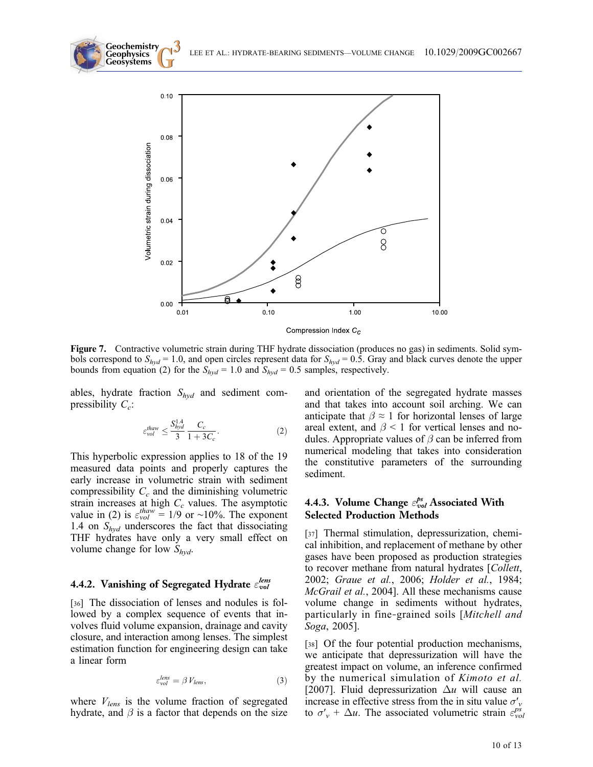0.10

0.08

0.06

0.04

0.02

0.00

Volumetric strain during dissociation

0.01

0.10

1.00

10.00

Compression Index $C_c$

**Figure 7.** Contractive volumetric strain during THF hydrate dissociation (produces no gas) in sediments. Solid symbols correspond to $S_{hyd} = 1.0$, and open circles represent data for $S_{hyd} = 0.5$. Gray and black curves denote the upper bounds from equation (2) for the $S_{hyd} = 1.0$ and $S_{hyd} = 0.5$ samples, respectively.

ables, hydrate fraction $S_{hyd}$ and sediment compressibility $C_c$:

$$\varepsilon_{vol}^{thaw} \leq \frac{S_{hyd}^{1.4}}{3} \frac{C_c}{1 + 3C_c}. \quad (2)$$

This hyperbolic expression applies to 18 of the 19 measured data points and properly captures the early increase in volumetric strain with sediment compressibility $C_c$ and the diminishing volumetric strain increases at high $C_c$ values. The asymptotic value in (2) is $\varepsilon_{vol}^{thaw} = 1/9$ or ~10%. The exponent 1.4 on $S_{hyd}$ underscores the fact that dissociating THF hydrates have only a very small effect on volume change for low $S_{hyd}$.

### 4.4.2. Vanishing of Segregated Hydrate $\varepsilon_{vol}^{lens}$

[36] The dissociation of lenses and nodules is followed by a complex sequence of events that involves fluid volume expansion, drainage and cavity closure, and interaction among lenses. The simplest estimation function for engineering design can take a linear form

$$\varepsilon_{vol}^{lens} = \beta V_{lens}, \quad (3)$$

where $V_{lens}$ is the volume fraction of segregated hydrate, and $\beta$ is a factor that depends on the size and orientation of the segregated hydrate masses and that takes into account soil arching. We can anticipate that $\beta \approx 1$ for horizontal lenses of large areal extent, and $\beta < 1$ for vertical lenses and nodules. Appropriate values of $\beta$ can be inferred from numerical modeling that takes into consideration the constitutive parameters of the surrounding sediment.

### 4.4.3. Volume Change $\varepsilon_{vol}^{ps}$ Associated With Selected Production Methods

[37] Thermal stimulation, depressurization, chemical inhibition, and replacement of methane by other gases have been proposed as production strategies to recover methane from natural hydrates [*Collett*, 2002; *Graue et al.*, 2006; *Holder et al.*, 1984; *McGrail et al.*, 2004]. All these mechanisms cause volume change in sediments without hydrates, particularly in fine-grained soils [*Mitchell and Soga*, 2005].

[38] Of the four potential production mechanisms, we anticipate that depressurization will have the greatest impact on volume, an inference confirmed by the numerical simulation of *Kimoto et al.* [2007]. Fluid depressurization $\Delta u$ will cause an increase in effective stress from the in situ value $\sigma'_v$ to $\sigma'_v + \Delta u$. The associated volumetric strain $\varepsilon_{vol}^{ps}$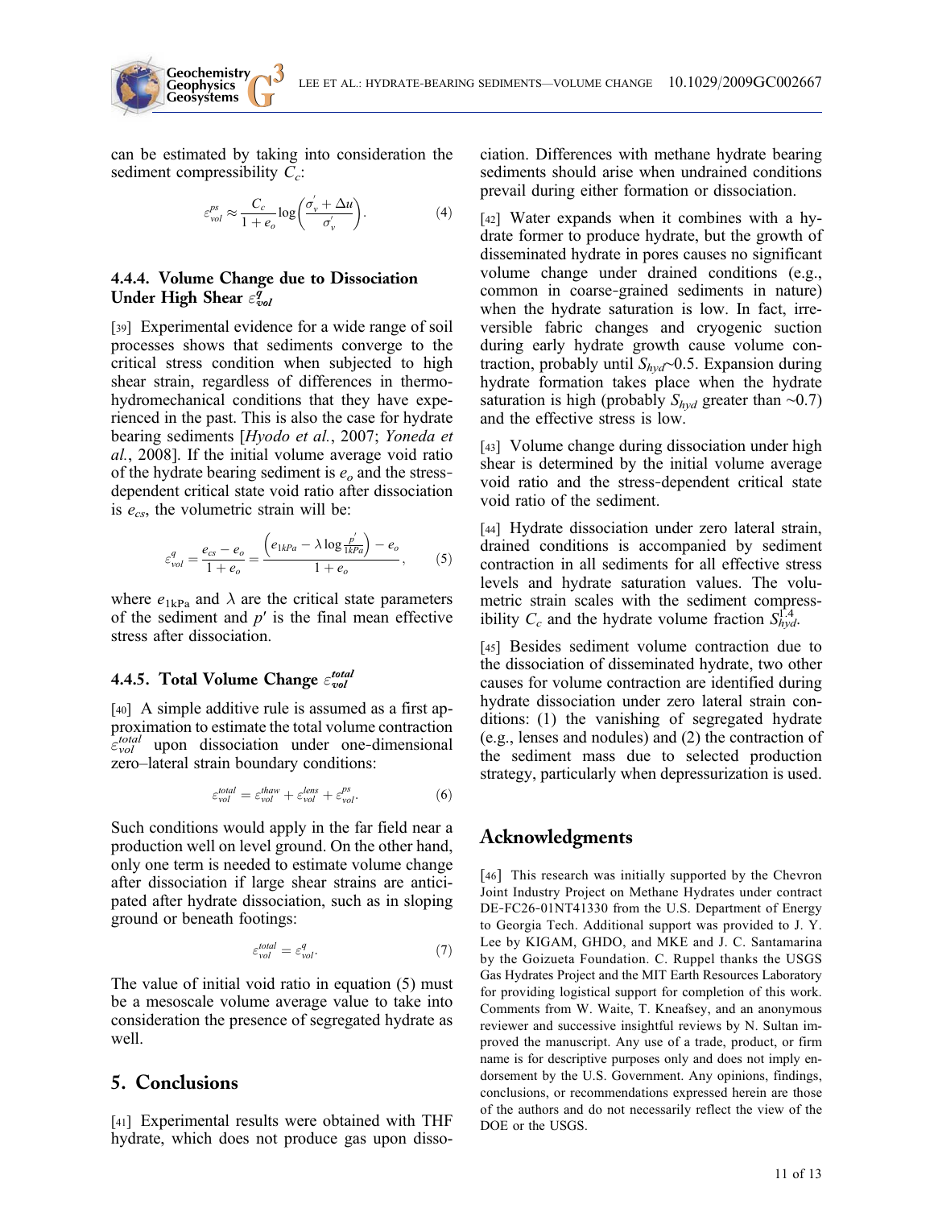can be estimated by taking into consideration the sediment compressibility $C_c$:

$$\varepsilon_{vol}^{ps} \approx \frac{C_c}{1+e_o}\log\left(\frac{\sigma_v^{'}+\Delta u}{\sigma_v^{'}}\right). \tag{4}$$

### 4.4.4. Volume Change due to Dissociation Under High Shear $\varepsilon_{vol}^{q}$

[39] Experimental evidence for a wide range of soil processes shows that sediments converge to the critical stress condition when subjected to high shear strain, regardless of differences in thermo-hydromechanical conditions that they have experienced in the past. This is also the case for hydrate bearing sediments [*Hyodo et al.*, 2007; *Yoneda et al.*, 2008]. If the initial volume average void ratio of the hydrate bearing sediment is $e_o$ and the stress-dependent critical state void ratio after dissociation is $e_{cs}$, the volumetric strain will be:

$$\varepsilon_{vol}^{q} = \frac{e_{cs}-e_o}{1+e_o} = \frac{\left(e_{1kPa}-\lambda\log\frac{p^{'}}{1kPa}\right)-e_o}{1+e_o}, \tag{5}$$

where $e_{1\mathrm{kPa}}$ and $\lambda$ are the critical state parameters of the sediment and $p'$ is the final mean effective stress after dissociation.

### 4.4.5. Total Volume Change $\varepsilon_{vol}^{total}$

[40] A simple additive rule is assumed as a first approximation to estimate the total volume contraction $\varepsilon_{vol}^{total}$ upon dissociation under one-dimensional zero–lateral strain boundary conditions:

$$\varepsilon_{vol}^{total} = \varepsilon_{vol}^{thaw} + \varepsilon_{vol}^{lens} + \varepsilon_{vol}^{ps}. \tag{6}$$

Such conditions would apply in the far field near a production well on level ground. On the other hand, only one term is needed to estimate volume change after dissociation if large shear strains are anticipated after hydrate dissociation, such as in sloping ground or beneath footings:

$$\varepsilon_{vol}^{total} = \varepsilon_{vol}^{q}. \tag{7}$$

The value of initial void ratio in equation (5) must be a mesoscale volume average value to take into consideration the presence of segregated hydrate as well.

## 5. Conclusions

[41] Experimental results were obtained with THF hydrate, which does not produce gas upon dissociation. Differences with methane hydrate bearing sediments should arise when undrained conditions prevail during either formation or dissociation.

[42] Water expands when it combines with a hydrate former to produce hydrate, but the growth of disseminated hydrate in pores causes no significant volume change under drained conditions (e.g., common in coarse-grained sediments in nature) when the hydrate saturation is low. In fact, irreversible fabric changes and cryogenic suction during early hydrate growth cause volume contraction, probably until $S_{hyd}$~0.5. Expansion during hydrate formation takes place when the hydrate saturation is high (probably $S_{hyd}$ greater than ~0.7) and the effective stress is low.

[43] Volume change during dissociation under high shear is determined by the initial volume average void ratio and the stress-dependent critical state void ratio of the sediment.

[44] Hydrate dissociation under zero lateral strain, drained conditions is accompanied by sediment contraction in all sediments for all effective stress levels and hydrate saturation values. The volumetric strain scales with the sediment compressibility $C_c$ and the hydrate volume fraction $S_{hyd}^{1.4}$.

[45] Besides sediment volume contraction due to the dissociation of disseminated hydrate, two other causes for volume contraction are identified during hydrate dissociation under zero lateral strain conditions: (1) the vanishing of segregated hydrate (e.g., lenses and nodules) and (2) the contraction of the sediment mass due to selected production strategy, particularly when depressurization is used.

## Acknowledgments

[46] This research was initially supported by the Chevron Joint Industry Project on Methane Hydrates under contract DE-FC26-01NT41330 from the U.S. Department of Energy to Georgia Tech. Additional support was provided to J. Y. Lee by KIGAM, GHDO, and MKE and J. C. Santamarina by the Goizueta Foundation. C. Ruppel thanks the USGS Gas Hydrates Project and the MIT Earth Resources Laboratory for providing logistical support for completion of this work. Comments from W. Waite, T. Kneafsey, and an anonymous reviewer and successive insightful reviews by N. Sultan improved the manuscript. Any use of a trade, product, or firm name is for descriptive purposes only and does not imply endorsement by the U.S. Government. Any opinions, findings, conclusions, or recommendations expressed herein are those of the authors and do not necessarily reflect the view of the DOE or the USGS.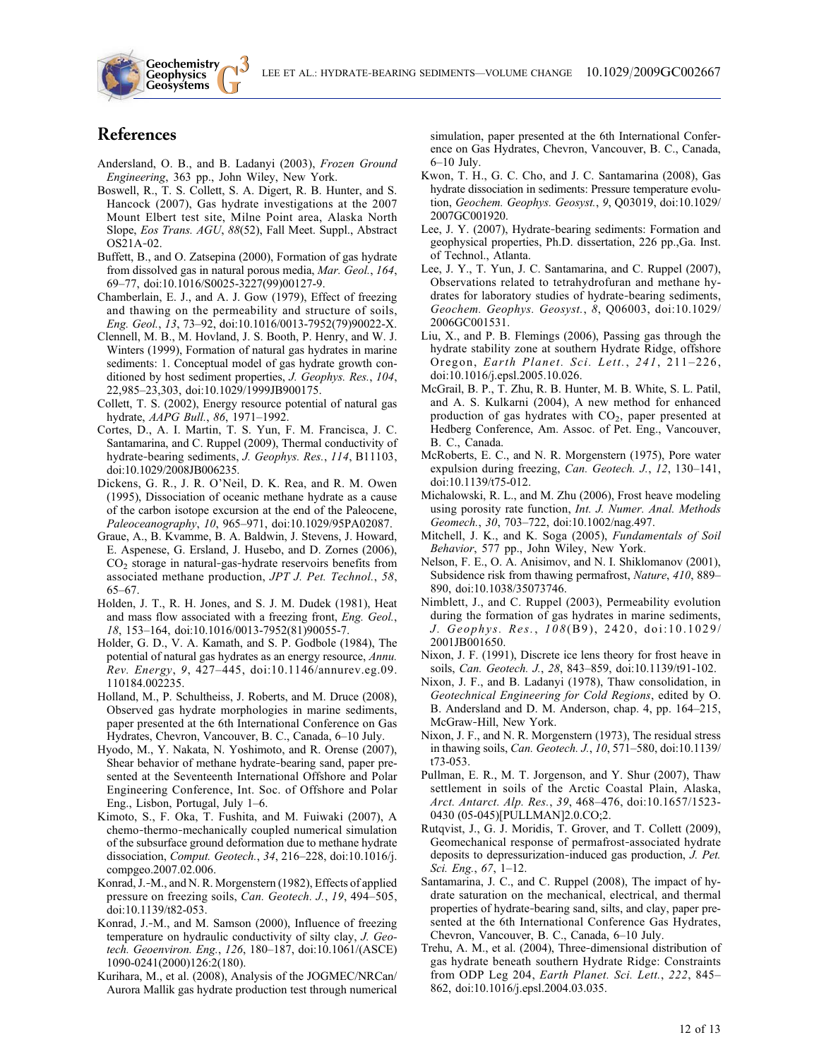# References

Andersland, O. B., and B. Ladanyi (2003), *Frozen Ground Engineering*, 363 pp., John Wiley, New York.

Boswell, R., T. S. Collett, S. A. Digert, R. B. Hunter, and S. Hancock (2007), Gas hydrate investigations at the 2007 Mount Elbert test site, Milne Point area, Alaska North Slope, *Eos Trans. AGU*, *88*(52), Fall Meet. Suppl., Abstract OS21A-02.

Buffett, B., and O. Zatsepina (2000), Formation of gas hydrate from dissolved gas in natural porous media, *Mar. Geol.*, *164*, 69–77, doi:10.1016/S0025-3227(99)00127-9.

Chamberlain, E. J., and A. J. Gow (1979), Effect of freezing and thawing on the permeability and structure of soils, *Eng. Geol.*, *13*, 73–92, doi:10.1016/0013-7952(79)90022-X.

Clennell, M. B., M. Hovland, J. S. Booth, P. Henry, and W. J. Winters (1999), Formation of natural gas hydrates in marine sediments: 1. Conceptual model of gas hydrate growth conditioned by host sediment properties, *J. Geophys. Res.*, *104*, 22,985–23,303, doi:10.1029/1999JB900175.

Collett, T. S. (2002), Energy resource potential of natural gas hydrate, *AAPG Bull.*, *86*, 1971–1992.

Cortes, D., A. I. Martin, T. S. Yun, F. M. Francisca, J. C. Santamarina, and C. Ruppel (2009), Thermal conductivity of hydrate-bearing sediments, *J. Geophys. Res.*, *114*, B11103, doi:10.1029/2008JB006235.

Dickens, G. R., J. R. O'Neil, D. K. Rea, and R. M. Owen (1995), Dissociation of oceanic methane hydrate as a cause of the carbon isotope excursion at the end of the Paleocene, *Paleoceanography*, *10*, 965–971, doi:10.1029/95PA02087.

Graue, A., B. Kvamme, B. A. Baldwin, J. Stevens, J. Howard, E. Aspenese, G. Ersland, J. Husebo, and D. Zornes (2006), $CO_2$ storage in natural-gas-hydrate reservoirs benefits from associated methane production, *JPT J. Pet. Technol.*, *58*, 65–67.

Holden, J. T., R. H. Jones, and S. J. M. Dudek (1981), Heat and mass flow associated with a freezing front, *Eng. Geol.*, *18*, 153–164, doi:10.1016/0013-7952(81)90055-7.

Holder, G. D., V. A. Kamath, and S. P. Godbole (1984), The potential of natural gas hydrates as an energy resource, *Annu. Rev. Energy*, *9*, 427–445, doi:10.1146/annurev.eg.09.110184.002235.

Holland, M., P. Schultheiss, J. Roberts, and M. Druce (2008), Observed gas hydrate morphologies in marine sediments, paper presented at the 6th International Conference on Gas Hydrates, Chevron, Vancouver, B. C., Canada, 6–10 July.

Hyodo, M., Y. Nakata, N. Yoshimoto, and R. Orense (2007), Shear behavior of methane hydrate-bearing sand, paper presented at the Seventeenth International Offshore and Polar Engineering Conference, Int. Soc. of Offshore and Polar Eng., Lisbon, Portugal, July 1–6.

Kimoto, S., F. Oka, T. Fushita, and M. Fuiwaki (2007), A chemo-thermo-mechanically coupled numerical simulation of the subsurface ground deformation due to methane hydrate dissociation, *Comput. Geotech.*, *34*, 216–228, doi:10.1016/j.compgeo.2007.02.006.

Konrad, J.-M., and N. R. Morgenstern (1982), Effects of applied pressure on freezing soils, *Can. Geotech. J.*, *19*, 494–505, doi:10.1139/t82-053.

Konrad, J.-M., and M. Samson (2000), Influence of freezing temperature on hydraulic conductivity of silty clay, *J. Geotech. Geoenviron. Eng.*, *126*, 180–187, doi:10.1061/(ASCE)1090-0241(2000)126:2(180).

Kurihara, M., et al. (2008), Analysis of the JOGMEC/NRCan/Aurora Mallik gas hydrate production test through numerical simulation, paper presented at the 6th International Conference on Gas Hydrates, Chevron, Vancouver, B. C., Canada, 6–10 July.

Kwon, T. H., G. C. Cho, and J. C. Santamarina (2008), Gas hydrate dissociation in sediments: Pressure temperature evolution, *Geochem. Geophys. Geosyst.*, *9*, Q03019, doi:10.1029/2007GC001920.

Lee, J. Y. (2007), Hydrate-bearing sediments: Formation and geophysical properties, Ph.D. dissertation, 226 pp.,Ga. Inst. of Technol., Atlanta.

Lee, J. Y., T. Yun, J. C. Santamarina, and C. Ruppel (2007), Observations related to tetrahydrofuran and methane hydrates for laboratory studies of hydrate-bearing sediments, *Geochem. Geophys. Geosyst.*, *8*, Q06003, doi:10.1029/2006GC001531.

Liu, X., and P. B. Flemings (2006), Passing gas through the hydrate stability zone at southern Hydrate Ridge, offshore Oregon, *Earth Planet. Sci. Lett.*, *241*, 211–226, doi:10.1016/j.epsl.2005.10.026.

McGrail, B. P., T. Zhu, R. B. Hunter, M. B. White, S. L. Patil, and A. S. Kulkarni (2004), A new method for enhanced production of gas hydrates with $CO_2$, paper presented at Hedberg Conference, Am. Assoc. of Pet. Eng., Vancouver, B. C., Canada.

McRoberts, E. C., and N. R. Morgenstern (1975), Pore water expulsion during freezing, *Can. Geotech. J.*, *12*, 130–141, doi:10.1139/t75-012.

Michalowski, R. L., and M. Zhu (2006), Frost heave modeling using porosity rate function, *Int. J. Numer. Anal. Methods Geomech.*, *30*, 703–722, doi:10.1002/nag.497.

Mitchell, J. K., and K. Soga (2005), *Fundamentals of Soil Behavior*, 577 pp., John Wiley, New York.

Nelson, F. E., O. A. Anisimov, and N. I. Shiklomanov (2001), Subsidence risk from thawing permafrost, *Nature*, *410*, 889–890, doi:10.1038/35073746.

Nimblett, J., and C. Ruppel (2003), Permeability evolution during the formation of gas hydrates in marine sediments, *J. Geophys. Res.*, *108*(B9), 2420, doi:10.1029/2001JB001650.

Nixon, J. F. (1991), Discrete ice lens theory for frost heave in soils, *Can. Geotech. J.*, *28*, 843–859, doi:10.1139/t91-102.

Nixon, J. F., and B. Ladanyi (1978), Thaw consolidation, in *Geotechnical Engineering for Cold Regions*, edited by O. B. Andersland and D. M. Anderson, chap. 4, pp. 164–215, McGraw-Hill, New York.

Nixon, J. F., and N. R. Morgenstern (1973), The residual stress in thawing soils, *Can. Geotech. J.*, *10*, 571–580, doi:10.1139/t73-053.

Pullman, E. R., M. T. Jorgenson, and Y. Shur (2007), Thaw settlement in soils of the Arctic Coastal Plain, Alaska, *Arct. Antarct. Alp. Res.*, *39*, 468–476, doi:10.1657/1523-0430 (05-045)[PULLMAN]2.0.CO;2.

Rutqvist, J., G. J. Moridis, T. Grover, and T. Collett (2009), Geomechanical response of permafrost-associated hydrate deposits to depressurization-induced gas production, *J. Pet. Sci. Eng.*, *67*, 1–12.

Santamarina, J. C., and C. Ruppel (2008), The impact of hydrate saturation on the mechanical, electrical, and thermal properties of hydrate-bearing sand, silts, and clay, paper presented at the 6th International Conference Gas Hydrates, Chevron, Vancouver, B. C., Canada, 6–10 July.

Trehu, A. M., et al. (2004), Three-dimensional distribution of gas hydrate beneath southern Hydrate Ridge: Constraints from ODP Leg 204, *Earth Planet. Sci. Lett.*, *222*, 845–862, doi:10.1016/j.epsl.2004.03.035.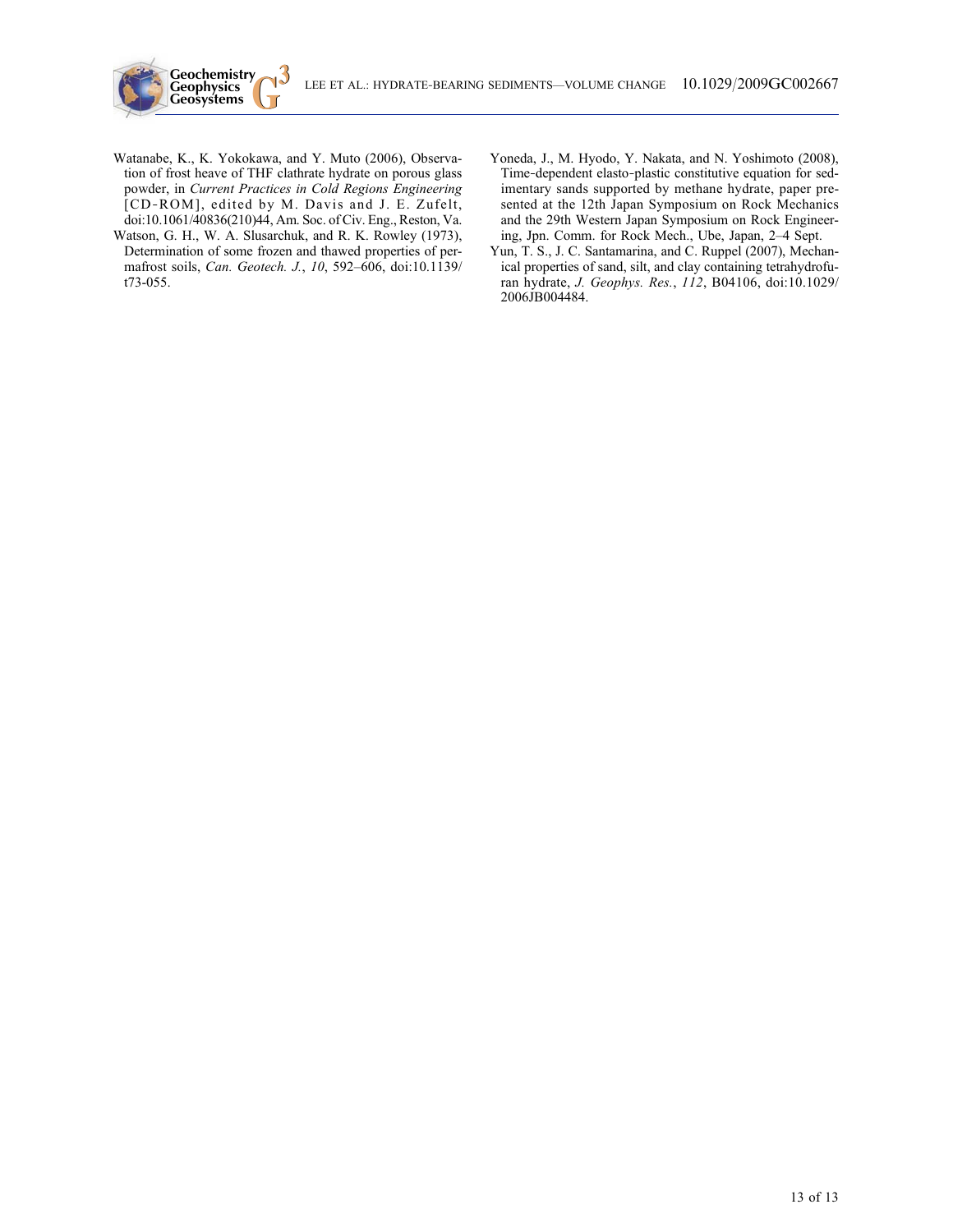Watanabe, K., K. Yokokawa, and Y. Muto (2006), Observation of frost heave of THF clathrate hydrate on porous glass powder, in *Current Practices in Cold Regions Engineering* [CD-ROM], edited by M. Davis and J. E. Zufelt, doi:10.1061/40836(210)44, Am. Soc. of Civ. Eng., Reston, Va.

Watson, G. H., W. A. Slusarchuk, and R. K. Rowley (1973), Determination of some frozen and thawed properties of permafrost soils, *Can. Geotech. J.*, *10*, 592–606, doi:10.1139/t73-055.

Yoneda, J., M. Hyodo, Y. Nakata, and N. Yoshimoto (2008), Time-dependent elasto-plastic constitutive equation for sedimentary sands supported by methane hydrate, paper presented at the 12th Japan Symposium on Rock Mechanics and the 29th Western Japan Symposium on Rock Engineering, Jpn. Comm. for Rock Mech., Ube, Japan, 2–4 Sept.

Yun, T. S., J. C. Santamarina, and C. Ruppel (2007), Mechanical properties of sand, silt, and clay containing tetrahydrofuran hydrate, *J. Geophys. Res.*, *112*, B04106, doi:10.1029/2006JB004484.